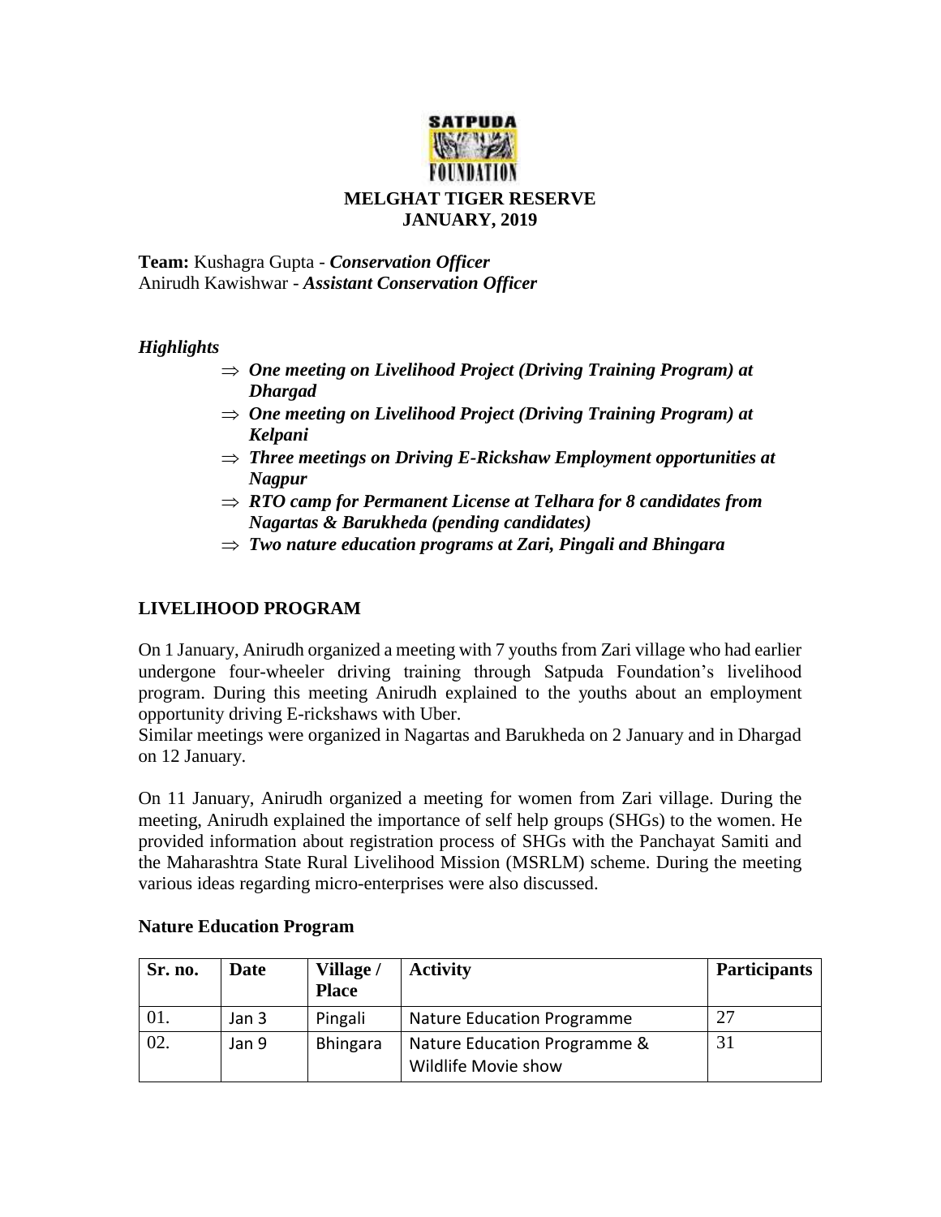SATPUDA FOUNDATION

# MELGHAT TIGER RESERVE
## JANUARY, 2019

**Team:** Kushagra Gupta - ***Conservation Officer***
Anirudh Kawishwar - ***Assistant Conservation Officer***

***Highlights***

- ⇒ ***One meeting on Livelihood Project (Driving Training Program) at Dhargad***
- ⇒ ***One meeting on Livelihood Project (Driving Training Program) at Kelpani***
- ⇒ ***Three meetings on Driving E-Rickshaw Employment opportunities at Nagpur***
- ⇒ ***RTO camp for Permanent License at Telhara for 8 candidates from Nagartas & Barukheda (pending candidates)***
- ⇒ ***Two nature education programs at Zari, Pingali and Bhingara***

## LIVELIHOOD PROGRAM

On 1 January, Anirudh organized a meeting with 7 youths from Zari village who had earlier undergone four-wheeler driving training through Satpuda Foundation's livelihood program. During this meeting Anirudh explained to the youths about an employment opportunity driving E-rickshaws with Uber.
Similar meetings were organized in Nagartas and Barukheda on 2 January and in Dhargad on 12 January.

On 11 January, Anirudh organized a meeting for women from Zari village. During the meeting, Anirudh explained the importance of self help groups (SHGs) to the women. He provided information about registration process of SHGs with the Panchayat Samiti and the Maharashtra State Rural Livelihood Mission (MSRLM) scheme. During the meeting various ideas regarding micro-enterprises were also discussed.

### Nature Education Program

| Sr. no. | Date | Village / Place | Activity | Participants |
|---|---|---|---|---|
| 01. | Jan 3 | Pingali | Nature Education Programme | 27 |
| 02. | Jan 9 | Bhingara | Nature Education Programme & Wildlife Movie show | 31 |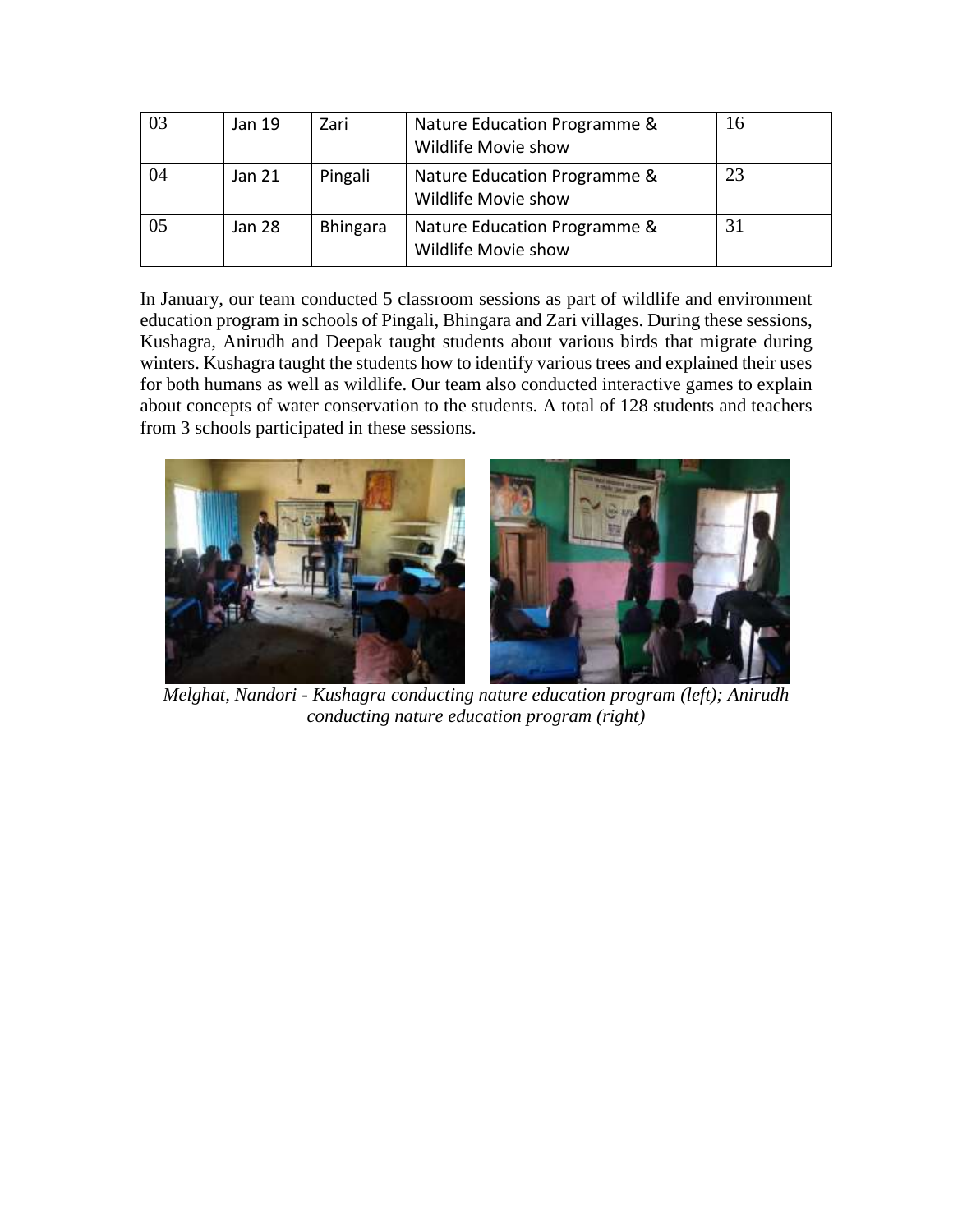| | | | | |
|---|---|---|---|---|
| 03 | Jan 19 | Zari | Nature Education Programme & Wildlife Movie show | 16 |
| 04 | Jan 21 | Pingali | Nature Education Programme & Wildlife Movie show | 23 |
| 05 | Jan 28 | Bhingara | Nature Education Programme & Wildlife Movie show | 31 |

In January, our team conducted 5 classroom sessions as part of wildlife and environment education program in schools of Pingali, Bhingara and Zari villages. During these sessions, Kushagra, Anirudh and Deepak taught students about various birds that migrate during winters. Kushagra taught the students how to identify various trees and explained their uses for both humans as well as wildlife. Our team also conducted interactive games to explain about concepts of water conservation to the students. A total of 128 students and teachers from 3 schools participated in these sessions.

*Melghat, Nandori - Kushagra conducting nature education program (left); Anirudh conducting nature education program (right)*